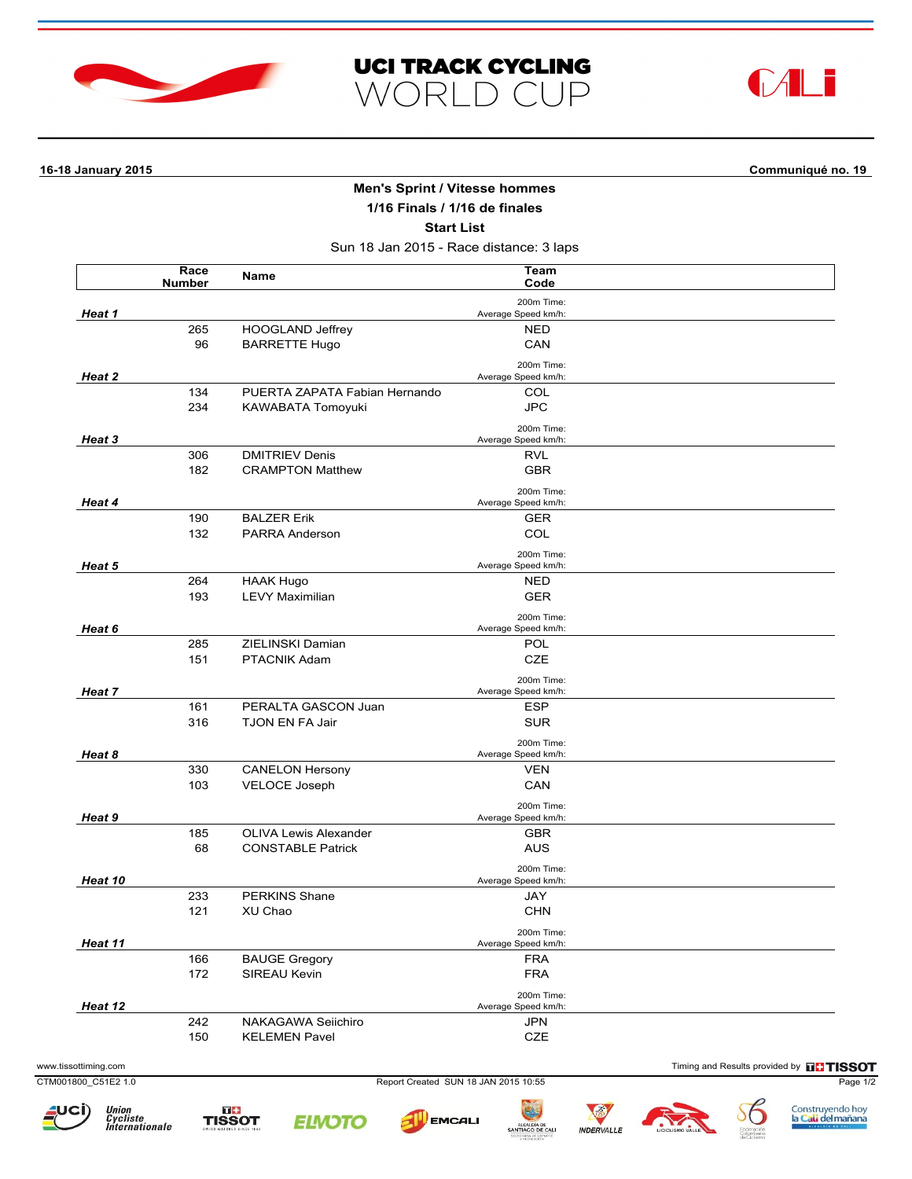# UCI TRACK CYCLING WORLD CUP

**16-18 January 2015** — **Communiqué no. 19**

## Men's Sprint / Vitesse hommes

### 1/16 Finals / 1/16 de finales

### Start List

Sun 18 Jan 2015 - Race distance: 3 laps

| Heat | Race Number | Name | Team Code | 200m Time: / Average Speed km/h: |
|---|---|---|---|---|
| ***Heat 1*** | | | | |
| | 265 | HOOGLAND Jeffrey | NED | |
| | 96 | BARRETTE Hugo | CAN | |
| ***Heat 2*** | | | | |
| | 134 | PUERTA ZAPATA Fabian Hernando | COL | |
| | 234 | KAWABATA Tomoyuki | JPC | |
| ***Heat 3*** | | | | |
| | 306 | DMITRIEV Denis | RVL | |
| | 182 | CRAMPTON Matthew | GBR | |
| ***Heat 4*** | | | | |
| | 190 | BALZER Erik | GER | |
| | 132 | PARRA Anderson | COL | |
| ***Heat 5*** | | | | |
| | 264 | HAAK Hugo | NED | |
| | 193 | LEVY Maximilian | GER | |
| ***Heat 6*** | | | | |
| | 285 | ZIELINSKI Damian | POL | |
| | 151 | PTACNIK Adam | CZE | |
| ***Heat 7*** | | | | |
| | 161 | PERALTA GASCON Juan | ESP | |
| | 316 | TJON EN FA Jair | SUR | |
| ***Heat 8*** | | | | |
| | 330 | CANELON Hersony | VEN | |
| | 103 | VELOCE Joseph | CAN | |
| ***Heat 9*** | | | | |
| | 185 | OLIVA Lewis Alexander | GBR | |
| | 68 | CONSTABLE Patrick | AUS | |
| ***Heat 10*** | | | | |
| | 233 | PERKINS Shane | JAY | |
| | 121 | XU Chao | CHN | |
| ***Heat 11*** | | | | |
| | 166 | BAUGE Gregory | FRA | |
| | 172 | SIREAU Kevin | FRA | |
| ***Heat 12*** | | | | |
| | 242 | NAKAGAWA Seiichiro | JPN | |
| | 150 | KELEMEN Pavel | CZE | |

www.tissottiming.com — Timing and Results provided by TISSOT

CTM001800_C51E2 1.0 — Report Created SUN 18 JAN 2015 10:55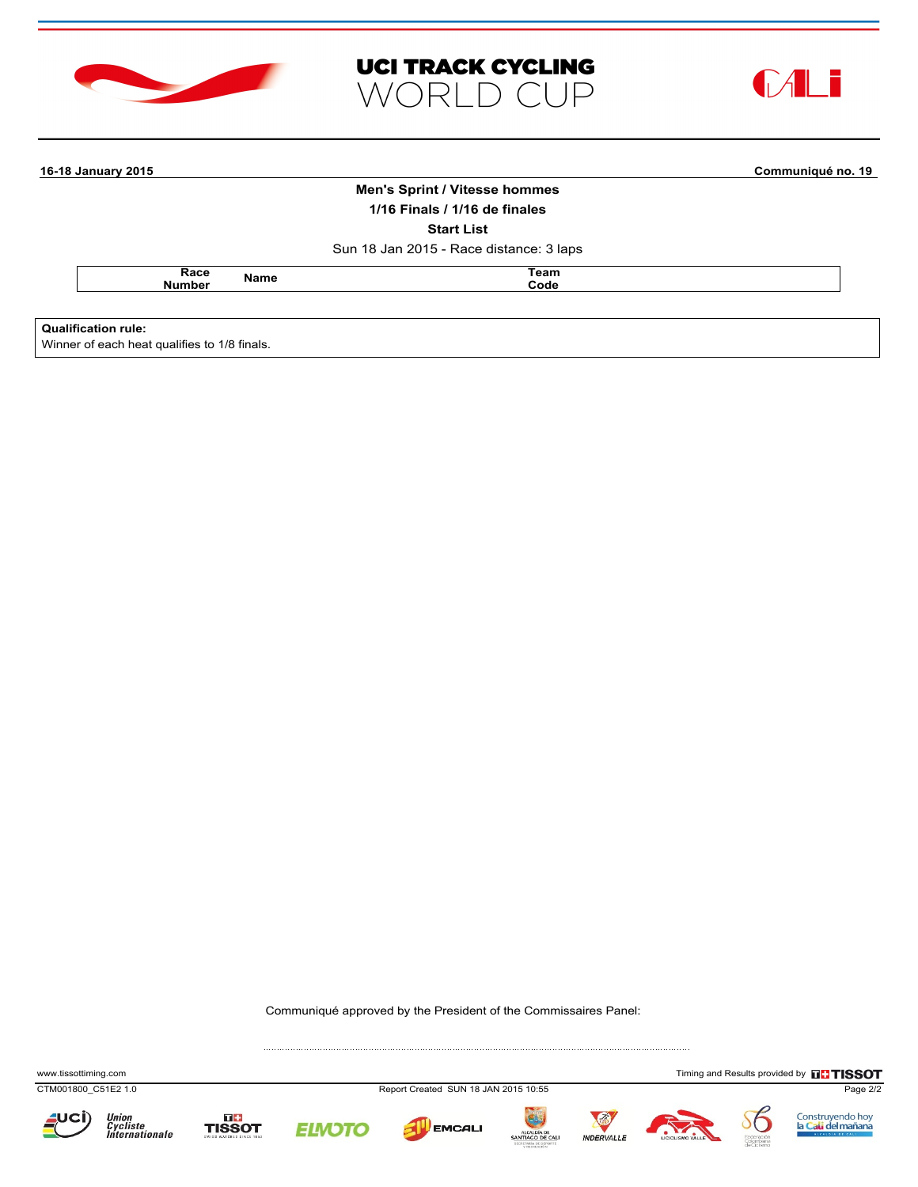16-18 January 2015 — Communiqué no. 19

**Men's Sprint / Vitesse hommes**

**1/16 Finals / 1/16 de finales**

**Start List**

Sun 18 Jan 2015 - Race distance: 3 laps

| Race Number | Name | Team Code |
|---|---|---|

**Qualification rule:**
Winner of each heat qualifies to 1/8 finals.

Communiqué approved by the President of the Commissaires Panel:

.......................................................................................................................................